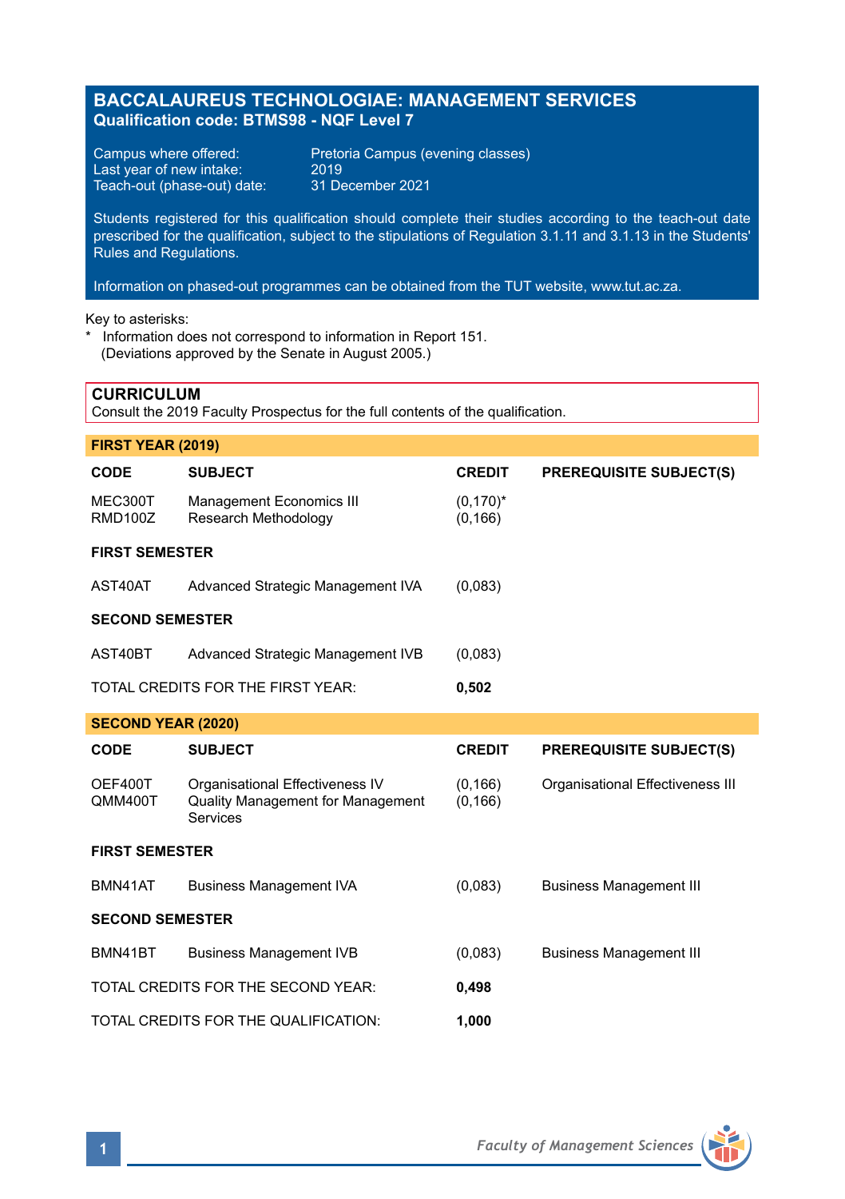# BACCALAUREUS TECHNOLOGIAE: MANAGEMENT SERVICES
**Qualification code: BTMS98 - NQF Level 7**

Campus where offered: Pretoria Campus (evening classes)
Last year of new intake: 2019
Teach-out (phase-out) date: 31 December 2021

Students registered for this qualification should complete their studies according to the teach-out date prescribed for the qualification, subject to the stipulations of Regulation 3.1.11 and 3.1.13 in the Students' Rules and Regulations.

Information on phased-out programmes can be obtained from the TUT website, www.tut.ac.za.

Key to asterisks:
* Information does not correspond to information in Report 151.
  (Deviations approved by the Senate in August 2005.)

## CURRICULUM
Consult the 2019 Faculty Prospectus for the full contents of the qualification.

### FIRST YEAR (2019)

| CODE | SUBJECT | CREDIT | PREREQUISITE SUBJECT(S) |
|---|---|---|---|
| MEC300T | Management Economics III | (0,170)* | |
| RMD100Z | Research Methodology | (0,166) | |
| **FIRST SEMESTER** | | | |
| AST40AT | Advanced Strategic Management IVA | (0,083) | |
| **SECOND SEMESTER** | | | |
| AST40BT | Advanced Strategic Management IVB | (0,083) | |
| TOTAL CREDITS FOR THE FIRST YEAR: | | **0,502** | |

### SECOND YEAR (2020)

| CODE | SUBJECT | CREDIT | PREREQUISITE SUBJECT(S) |
|---|---|---|---|
| OEF400T | Organisational Effectiveness IV | (0,166) | Organisational Effectiveness III |
| QMM400T | Quality Management for Management Services | (0,166) | |
| **FIRST SEMESTER** | | | |
| BMN41AT | Business Management IVA | (0,083) | Business Management III |
| **SECOND SEMESTER** | | | |
| BMN41BT | Business Management IVB | (0,083) | Business Management III |
| TOTAL CREDITS FOR THE SECOND YEAR: | | **0,498** | |
| TOTAL CREDITS FOR THE QUALIFICATION: | | **1,000** | |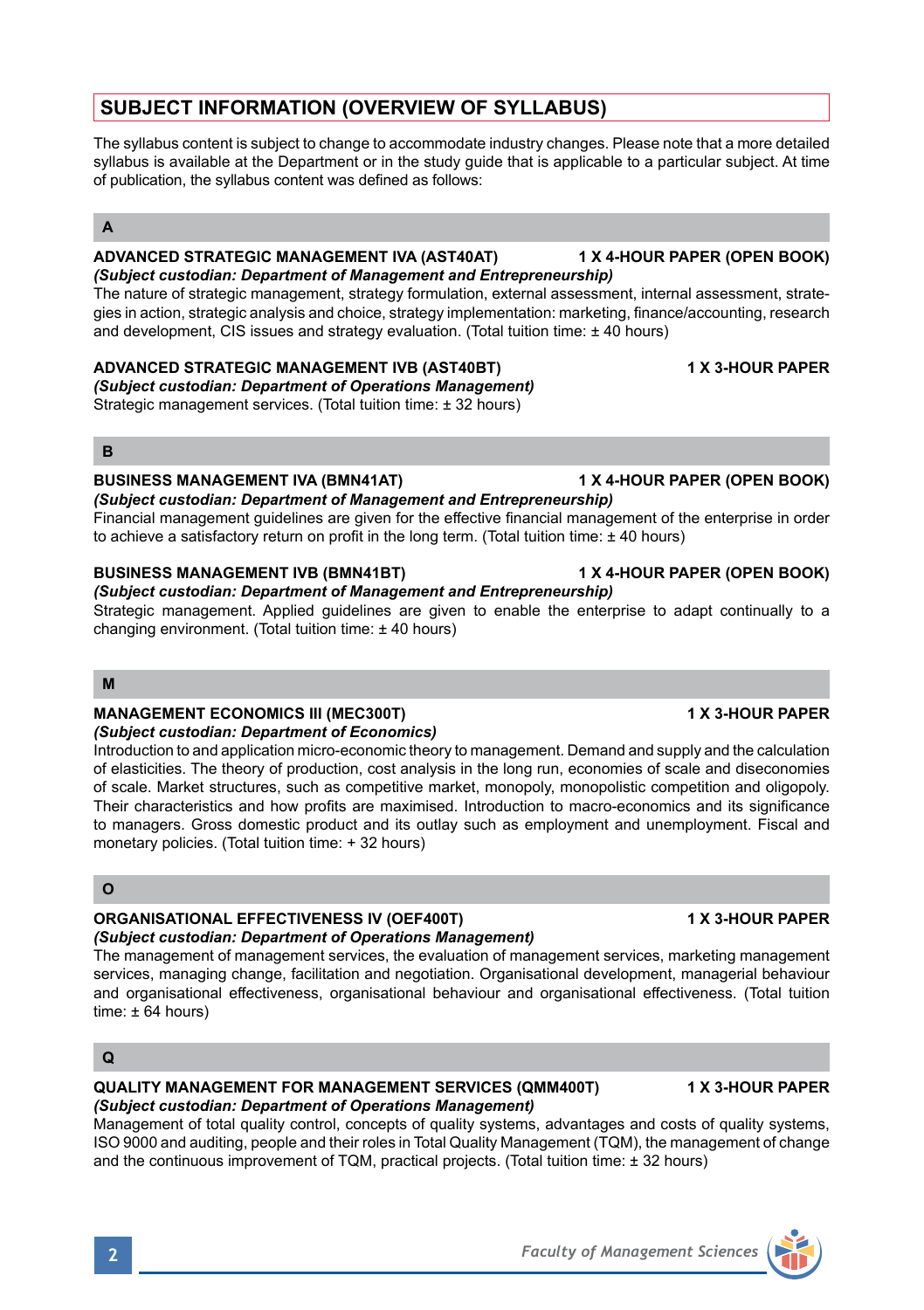## SUBJECT INFORMATION (OVERVIEW OF SYLLABUS)

The syllabus content is subject to change to accommodate industry changes. Please note that a more detailed syllabus is available at the Department or in the study guide that is applicable to a particular subject. At time of publication, the syllabus content was defined as follows:

### A

**ADVANCED STRATEGIC MANAGEMENT IVA (AST40AT) — 1 X 4-HOUR PAPER (OPEN BOOK)**
***(Subject custodian: Department of Management and Entrepreneurship)***
The nature of strategic management, strategy formulation, external assessment, internal assessment, strategies in action, strategic analysis and choice, strategy implementation: marketing, finance/accounting, research and development, CIS issues and strategy evaluation. (Total tuition time: ± 40 hours)

**ADVANCED STRATEGIC MANAGEMENT IVB (AST40BT) — 1 X 3-HOUR PAPER**
***(Subject custodian: Department of Operations Management)***
Strategic management services. (Total tuition time: ± 32 hours)

### B

**BUSINESS MANAGEMENT IVA (BMN41AT) — 1 X 4-HOUR PAPER (OPEN BOOK)**
***(Subject custodian: Department of Management and Entrepreneurship)***
Financial management guidelines are given for the effective financial management of the enterprise in order to achieve a satisfactory return on profit in the long term. (Total tuition time: ± 40 hours)

**BUSINESS MANAGEMENT IVB (BMN41BT) — 1 X 4-HOUR PAPER (OPEN BOOK)**
***(Subject custodian: Department of Management and Entrepreneurship)***
Strategic management. Applied guidelines are given to enable the enterprise to adapt continually to a changing environment. (Total tuition time: ± 40 hours)

### M

**MANAGEMENT ECONOMICS III (MEC300T) — 1 X 3-HOUR PAPER**
***(Subject custodian: Department of Economics)***
Introduction to and application micro-economic theory to management. Demand and supply and the calculation of elasticities. The theory of production, cost analysis in the long run, economies of scale and diseconomies of scale. Market structures, such as competitive market, monopoly, monopolistic competition and oligopoly. Their characteristics and how profits are maximised. Introduction to macro-economics and its significance to managers. Gross domestic product and its outlay such as employment and unemployment. Fiscal and monetary policies. (Total tuition time: + 32 hours)

### O

**ORGANISATIONAL EFFECTIVENESS IV (OEF400T) — 1 X 3-HOUR PAPER**
***(Subject custodian: Department of Operations Management)***
The management of management services, the evaluation of management services, marketing management services, managing change, facilitation and negotiation. Organisational development, managerial behaviour and organisational effectiveness, organisational behaviour and organisational effectiveness. (Total tuition time: ± 64 hours)

### Q

**QUALITY MANAGEMENT FOR MANAGEMENT SERVICES (QMM400T) — 1 X 3-HOUR PAPER**
***(Subject custodian: Department of Operations Management)***
Management of total quality control, concepts of quality systems, advantages and costs of quality systems, ISO 9000 and auditing, people and their roles in Total Quality Management (TQM), the management of change and the continuous improvement of TQM, practical projects. (Total tuition time: ± 32 hours)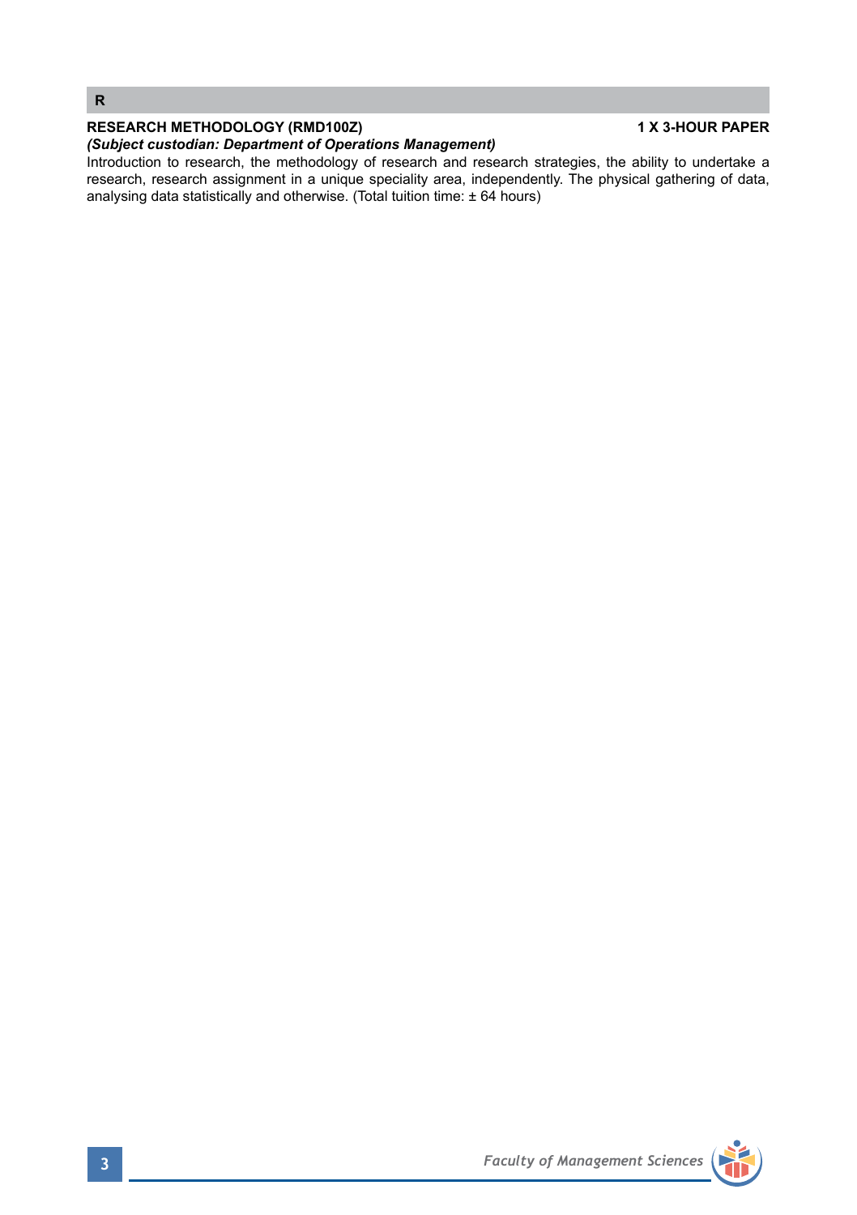## R

**RESEARCH METHODOLOGY (RMD100Z)** **1 X 3-HOUR PAPER**

***(Subject custodian: Department of Operations Management)***

Introduction to research, the methodology of research and research strategies, the ability to undertake a research, research assignment in a unique speciality area, independently. The physical gathering of data, analysing data statistically and otherwise. (Total tuition time: ± 64 hours)